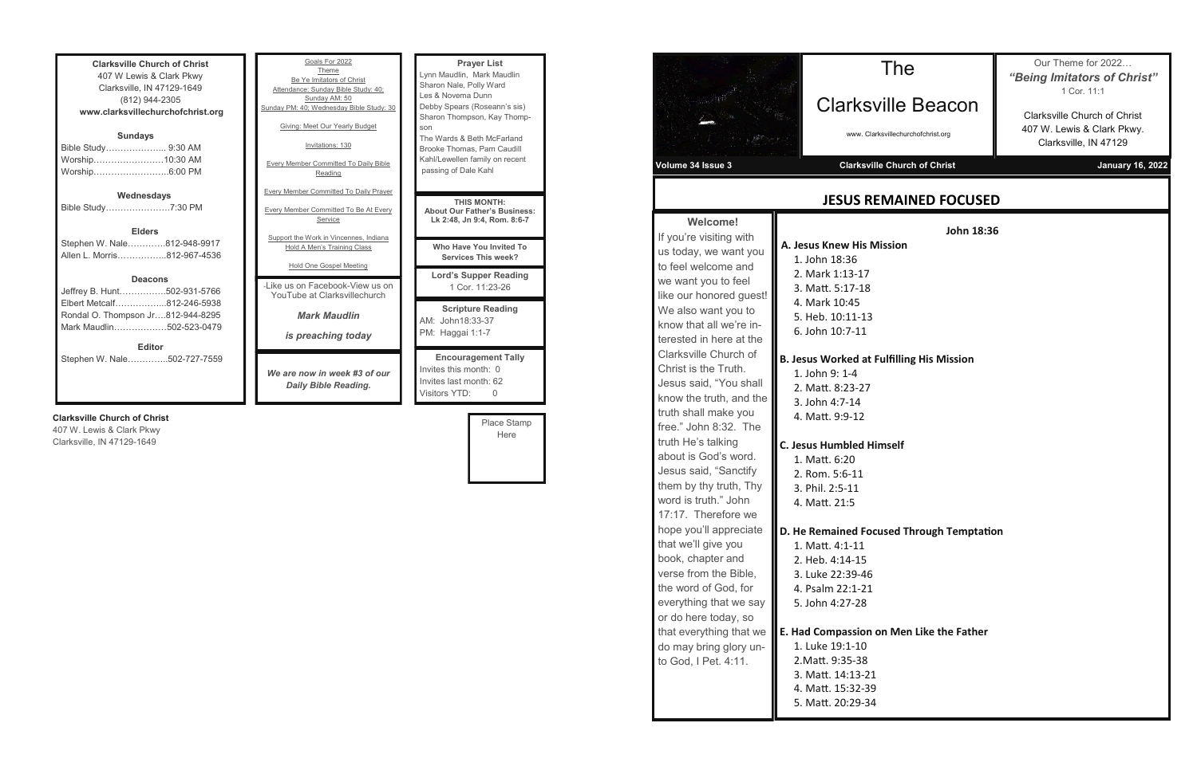**Clarksville Church of Christ**
407 W Lewis & Clark Pkwy
Clarksville, IN 47129-1649
(812) 944-2305
**www.clarksvillechurchofchrist.org**

**Sundays**

Bible Study………………… 9:30 AM
Worship……………………10:30 AM
Worship……………………..6:00 PM

**Wednesdays**

Bible Study………………….7:30 PM

**Elders**

Stephen W. Nale………….812-948-9917
Allen L. Morris……………..812-967-4536

**Deacons**

Jeffrey B. Hunt…………….502-931-5766
Elbert Metcalf……………...812-246-5938
Rondal O. Thompson Jr….812-944-8295
Mark Maudlin………………502-523-0479

**Editor**

Stephen W. Nale………….502-727-7559

Goals For 2022

Theme

Be Ye Imitators of Christ

Attendance: Sunday Bible Study: 40; Sunday AM: 50

Sunday PM: 40; Wednesday Bible Study: 30

Giving: Meet Our Yearly Budget

Invitations: 130

Every Member Committed To Daily Bible Reading

Every Member Committed To Daily Prayer

Every Member Committed To Be At Every Service

Support the Work in Vincennes, Indiana

Hold A Men's Training Class

Hold One Gospel Meeting

-Like us on Facebook-View us on YouTube at Clarksvillechurch

***Mark Maudlin***

***is preaching today***

***We are now in week #3 of our Daily Bible Reading.***

**Prayer List**

Lynn Maudlin, Mark Maudlin
Sharon Nale, Polly Ward
Les & Novema Dunn
Debby Spears (Roseann's sis)
Sharon Thompson, Kay Thompson
The Wards & Beth McFarland
Brooke Thomas, Pam Caudill
Kahl/Lewellen family on recent passing of Dale Kahl

**THIS MONTH:**
**About Our Father's Business:**
**Lk 2:48, Jn 9:4, Rom. 8:6-7**

**Who Have You Invited To Services This week?**

**Lord's Supper Reading**
1 Cor. 11:23-26

**Scripture Reading**
AM: John18:33-37
PM: Haggai 1:1-7

**Encouragement Tally**
Invites this month: 0
Invites last month: 62
Visitors YTD: 0

**Clarksville Church of Christ**
407 W. Lewis & Clark Pkwy
Clarksville, IN 47129-1649

Place Stamp Here

# The Clarksville Beacon

www. Clarksvillechurchofchrist.org

Our Theme for 2022…
***"Being Imitators of Christ"***
1 Cor. 11:1

Clarksville Church of Christ
407 W. Lewis & Clark Pkwy.
Clarksville, IN 47129

**Volume 34 Issue 3** **Clarksville Church of Christ** **January 16, 2022**

## JESUS REMAINED FOCUSED

**Welcome!**

If you're visiting with us today, we want you to feel welcome and we want you to feel like our honored guest! We also want you to know that all we're interested in here at the Clarksville Church of Christ is the Truth. Jesus said, "You shall know the truth, and the truth shall make you free." John 8:32. The truth He's talking about is God's word. Jesus said, "Sanctify them by thy truth, Thy word is truth." John 17:17. Therefore we hope you'll appreciate that we'll give you book, chapter and verse from the Bible, the word of God, for everything that we say or do here today, so that everything that we do may bring glory unto God, I Pet. 4:11.

**John 18:36**

**A. Jesus Knew His Mission**
1. John 18:36
2. Mark 1:13-17
3. Matt. 5:17-18
4. Mark 10:45
5. Heb. 10:11-13
6. John 10:7-11

**B. Jesus Worked at Fulfilling His Mission**
1. John 9: 1-4
2. Matt. 8:23-27
3. John 4:7-14
4. Matt. 9:9-12

**C. Jesus Humbled Himself**
1. Matt. 6:20
2. Rom. 5:6-11
3. Phil. 2:5-11
4. Matt. 21:5

**D. He Remained Focused Through Temptation**
1. Matt. 4:1-11
2. Heb. 4:14-15
3. Luke 22:39-46
4. Psalm 22:1-21
5. John 4:27-28

**E. Had Compassion on Men Like the Father**
1. Luke 19:1-10
2. Matt. 9:35-38
3. Matt. 14:13-21
4. Matt. 15:32-39
5. Matt. 20:29-34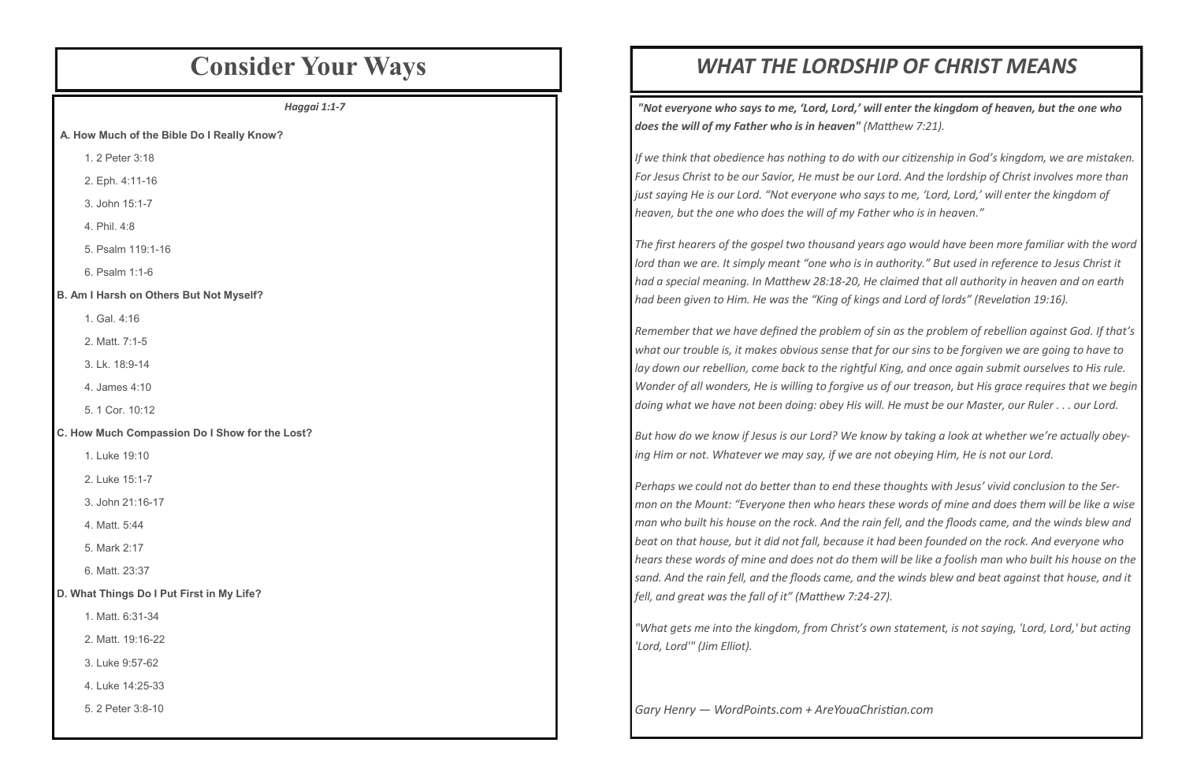# Consider Your Ways

*Haggai 1:1-7*

**A. How Much of the Bible Do I Really Know?**

1. 2 Peter 3:18
2. Eph. 4:11-16
3. John 15:1-7
4. Phil. 4:8
5. Psalm 119:1-16
6. Psalm 1:1-6

**B. Am I Harsh on Others But Not Myself?**

1. Gal. 4:16
2. Matt. 7:1-5
3. Lk. 18:9-14
4. James 4:10
5. 1 Cor. 10:12

**C. How Much Compassion Do I Show for the Lost?**

1. Luke 19:10
2. Luke 15:1-7
3. John 21:16-17
4. Matt. 5:44
5. Mark 2:17
6. Matt. 23:37

**D. What Things Do I Put First in My Life?**

1. Matt. 6:31-34
2. Matt. 19:16-22
3. Luke 9:57-62
4. Luke 14:25-33
5. 2 Peter 3:8-10

# *WHAT THE LORDSHIP OF CHRIST MEANS*

***"Not everyone who says to me, 'Lord, Lord,' will enter the kingdom of heaven, but the one who does the will of my Father who is in heaven"** (Matthew 7:21).*

*If we think that obedience has nothing to do with our citizenship in God's kingdom, we are mistaken. For Jesus Christ to be our Savior, He must be our Lord. And the lordship of Christ involves more than just saying He is our Lord. "Not everyone who says to me, 'Lord, Lord,' will enter the kingdom of heaven, but the one who does the will of my Father who is in heaven."*

*The first hearers of the gospel two thousand years ago would have been more familiar with the word lord than we are. It simply meant "one who is in authority." But used in reference to Jesus Christ it had a special meaning. In Matthew 28:18-20, He claimed that all authority in heaven and on earth had been given to Him. He was the "King of kings and Lord of lords" (Revelation 19:16).*

*Remember that we have defined the problem of sin as the problem of rebellion against God. If that's what our trouble is, it makes obvious sense that for our sins to be forgiven we are going to have to lay down our rebellion, come back to the rightful King, and once again submit ourselves to His rule. Wonder of all wonders, He is willing to forgive us of our treason, but His grace requires that we begin doing what we have not been doing: obey His will. He must be our Master, our Ruler . . . our Lord.*

*But how do we know if Jesus is our Lord? We know by taking a look at whether we're actually obeying Him or not. Whatever we may say, if we are not obeying Him, He is not our Lord.*

*Perhaps we could not do better than to end these thoughts with Jesus' vivid conclusion to the Sermon on the Mount: "Everyone then who hears these words of mine and does them will be like a wise man who built his house on the rock. And the rain fell, and the floods came, and the winds blew and beat on that house, but it did not fall, because it had been founded on the rock. And everyone who hears these words of mine and does not do them will be like a foolish man who built his house on the sand. And the rain fell, and the floods came, and the winds blew and beat against that house, and it fell, and great was the fall of it" (Matthew 7:24-27).*

*"What gets me into the kingdom, from Christ's own statement, is not saying, 'Lord, Lord,' but acting 'Lord, Lord'" (Jim Elliot).*

*Gary Henry — WordPoints.com + AreYouaChristian.com*